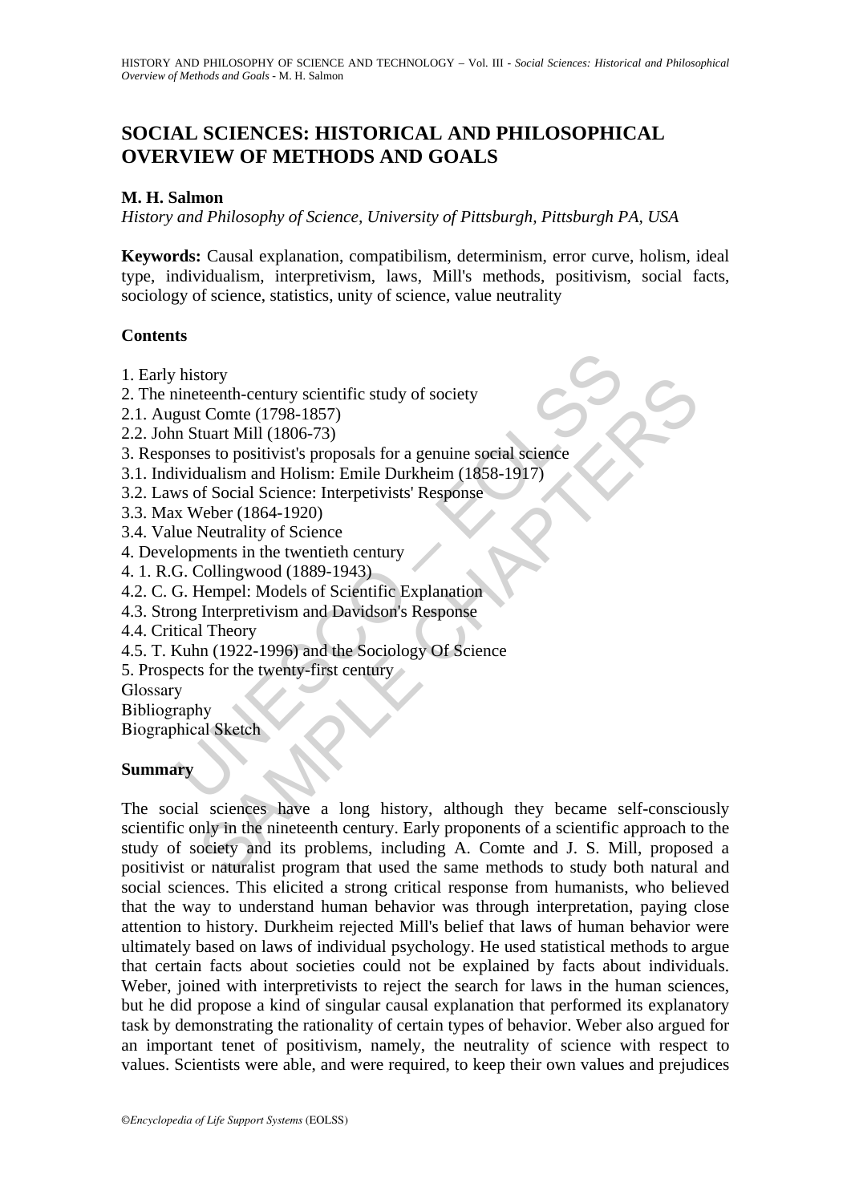# SOCIAL SCIENCES: HISTORICAL AND PHILOSOPHICAL OVERVIEW OF METHODS AND GOALS

**M. H. Salmon**

*History and Philosophy of Science, University of Pittsburgh, Pittsburgh PA, USA*

**Keywords:** Causal explanation, compatibilism, determinism, error curve, holism, ideal type, individualism, interpretivism, laws, Mill's methods, positivism, social facts, sociology of science, statistics, unity of science, value neutrality

## Contents

1. Early history
2. The nineteenth-century scientific study of society
2.1. August Comte (1798-1857)
2.2. John Stuart Mill (1806-73)
3. Responses to positivist's proposals for a genuine social science
3.1. Individualism and Holism: Emile Durkheim (1858-1917)
3.2. Laws of Social Science: Interpetivists' Response
3.3. Max Weber (1864-1920)
3.4. Value Neutrality of Science
4. Developments in the twentieth century
4. 1. R.G. Collingwood (1889-1943)
4.2. C. G. Hempel: Models of Scientific Explanation
4.3. Strong Interpretivism and Davidson's Response
4.4. Critical Theory
4.5. T. Kuhn (1922-1996) and the Sociology Of Science
5. Prospects for the twenty-first century

Glossary

Bibliography

Biographical Sketch

## Summary

The social sciences have a long history, although they became self-consciously scientific only in the nineteenth century. Early proponents of a scientific approach to the study of society and its problems, including A. Comte and J. S. Mill, proposed a positivist or naturalist program that used the same methods to study both natural and social sciences. This elicited a strong critical response from humanists, who believed that the way to understand human behavior was through interpretation, paying close attention to history. Durkheim rejected Mill's belief that laws of human behavior were ultimately based on laws of individual psychology. He used statistical methods to argue that certain facts about societies could not be explained by facts about individuals. Weber, joined with interpretivists to reject the search for laws in the human sciences, but he did propose a kind of singular causal explanation that performed its explanatory task by demonstrating the rationality of certain types of behavior. Weber also argued for an important tenet of positivism, namely, the neutrality of science with respect to values. Scientists were able, and were required, to keep their own values and prejudices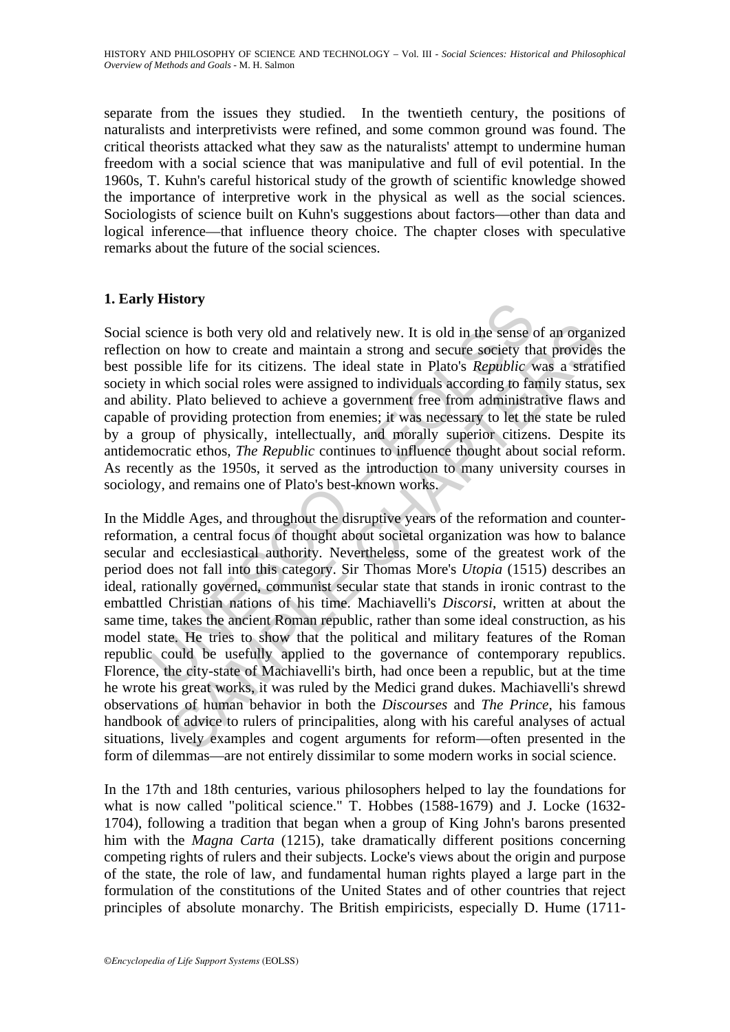separate from the issues they studied. In the twentieth century, the positions of naturalists and interpretivists were refined, and some common ground was found. The critical theorists attacked what they saw as the naturalists' attempt to undermine human freedom with a social science that was manipulative and full of evil potential. In the 1960s, T. Kuhn's careful historical study of the growth of scientific knowledge showed the importance of interpretive work in the physical as well as the social sciences. Sociologists of science built on Kuhn's suggestions about factors—other than data and logical inference—that influence theory choice. The chapter closes with speculative remarks about the future of the social sciences.

## 1. Early History

Social science is both very old and relatively new. It is old in the sense of an organized reflection on how to create and maintain a strong and secure society that provides the best possible life for its citizens. The ideal state in Plato's *Republic* was a stratified society in which social roles were assigned to individuals according to family status, sex and ability. Plato believed to achieve a government free from administrative flaws and capable of providing protection from enemies; it was necessary to let the state be ruled by a group of physically, intellectually, and morally superior citizens. Despite its antidemocratic ethos, *The Republic* continues to influence thought about social reform. As recently as the 1950s, it served as the introduction to many university courses in sociology, and remains one of Plato's best-known works.

In the Middle Ages, and throughout the disruptive years of the reformation and counter-reformation, a central focus of thought about societal organization was how to balance secular and ecclesiastical authority. Nevertheless, some of the greatest work of the period does not fall into this category. Sir Thomas More's *Utopia* (1515) describes an ideal, rationally govened, communist secular state that stands in ironic contrast to the embattled Christian nations of his time. Machiavelli's *Discorsi*, written at about the same time, takes the ancient Roman republic, rather than some ideal construction, as his model state. He tries to show that the political and military features of the Roman republic could be usefully applied to the governance of contemporary republics. Florence, the city-state of Machiavelli's birth, had once been a republic, but at the time he wrote his great works, it was ruled by the Medici grand dukes. Machiavelli's shrewd observations of human behavior in both the *Discourses* and *The Prince*, his famous handbook of advice to rulers of principalities, along with his careful analyses of actual situations, lively examples and cogent arguments for reform—often presented in the form of dilemmas—are not entirely dissimilar to some modern works in social science.

In the 17th and 18th centuries, various philosophers helped to lay the foundations for what is now called "political science." T. Hobbes (1588-1679) and J. Locke (1632-1704), following a tradition that began when a group of King John's barons presented him with the *Magna Carta* (1215), take dramatically different positions concerning competing rights of rulers and their subjects. Locke's views about the origin and purpose of the state, the role of law, and fundamental human rights played a large part in the formulation of the constitutions of the United States and of other countries that reject principles of absolute monarchy. The British empiricists, especially D. Hume (1711-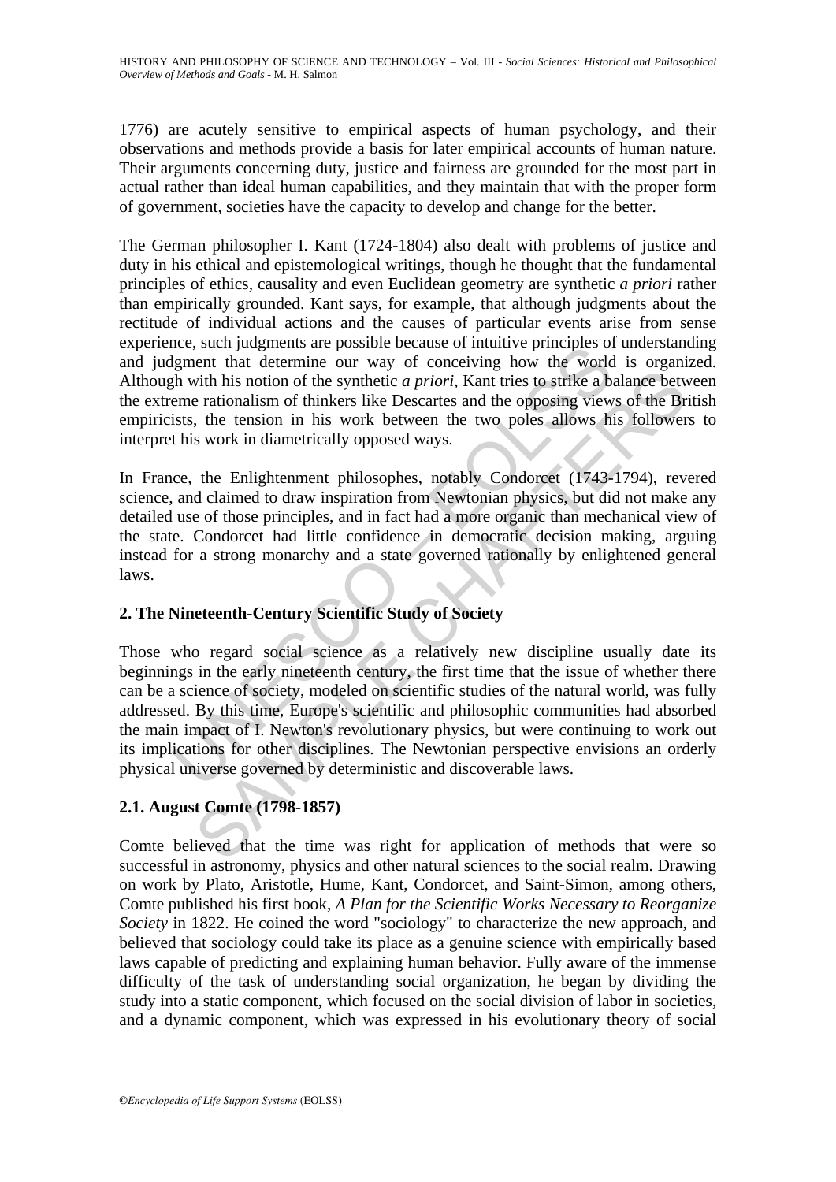1776) are acutely sensitive to empirical aspects of human psychology, and their observations and methods provide a basis for later empirical accounts of human nature. Their arguments concerning duty, justice and fairness are grounded for the most part in actual rather than ideal human capabilities, and they maintain that with the proper form of government, societies have the capacity to develop and change for the better.

The German philosopher I. Kant (1724-1804) also dealt with problems of justice and duty in his ethical and epistemological writings, though he thought that the fundamental principles of ethics, causality and even Euclidean geometry are synthetic *a priori* rather than empirically grounded. Kant says, for example, that although judgments about the rectitude of individual actions and the causes of particular events arise from sense experience, such judgments are possible because of intuitive principles of understanding and judgment that determine our way of conceiving how the world is organized. Although with his notion of the synthetic *a priori*, Kant tries to strike a balance between the extreme rationalism of thinkers like Descartes and the opposing views of the British empiricists, the tension in his work between the two poles allows his followers to interpret his work in diametrically opposed ways.

In France, the Enlightenment philosophes, notably Condorcet (1743-1794), revered science, and claimed to draw inspiration from Newtonian physics, but did not make any detailed use of those principles, and in fact had a more organic than mechanical view of the state. Condorcet had little confidence in democratic decision making, arguing instead for a strong monarchy and a state governed rationally by enlightened general laws.

## 2. The Nineteenth-Century Scientific Study of Society

Those who regard social science as a relatively new discipline usually date its beginnings in the early nineteenth century, the first time that the issue of whether there can be a science of society, modeled on scientific studies of the natural world, was fully addressed. By this time, Europe's scientific and philosophic communities had absorbed the main impact of I. Newton's revolutionary physics, but were continuing to work out its implications for other disciplines. The Newtonian perspective envisions an orderly physical universe governed by deterministic and discoverable laws.

### 2.1. August Comte (1798-1857)

Comte believed that the time was right for application of methods that were so successful in astronomy, physics and other natural sciences to the social realm. Drawing on work by Plato, Aristotle, Hume, Kant, Condorcet, and Saint-Simon, among others, Comte published his first book, *A Plan for the Scientific Works Necessary to Reorganize Society* in 1822. He coined the word "sociology" to characterize the new approach, and believed that sociology could take its place as a genuine science with empirically based laws capable of predicting and explaining human behavior. Fully aware of the immense difficulty of the task of understanding social organization, he began by dividing the study into a static component, which focused on the social division of labor in societies, and a dynamic component, which was expressed in his evolutionary theory of social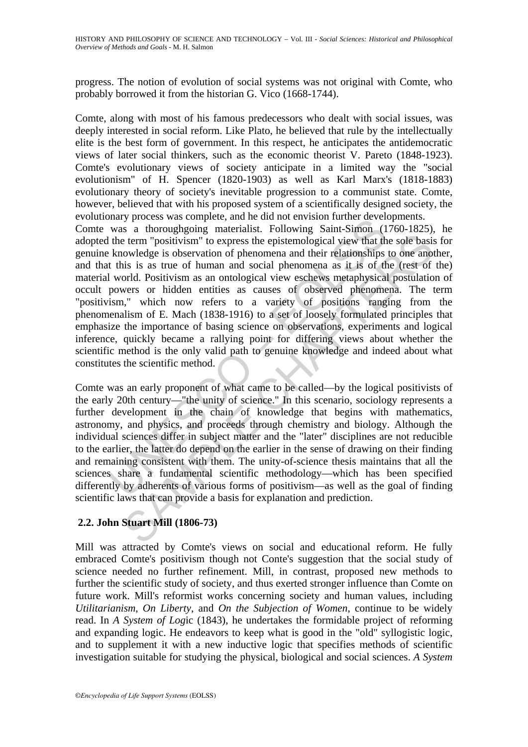progress. The notion of evolution of social systems was not original with Comte, who probably borrowed it from the historian G. Vico (1668-1744).

Comte, along with most of his famous predecessors who dealt with social issues, was deeply interested in social reform. Like Plato, he believed that rule by the intellectually elite is the best form of government. In this respect, he anticipates the antidemocratic views of later social thinkers, such as the economic theorist V. Pareto (1848-1923). Comte's evolutionary views of society anticipate in a limited way the "social evolutionism" of H. Spencer (1820-1903) as well as Karl Marx's (1818-1883) evolutionary theory of society's inevitable progression to a communist state. Comte, however, believed that with his proposed system of a scientifically designed society, the evolutionary process was complete, and he did not envision further developments.

Comte was a thoroughgoing materialist. Following Saint-Simon (1760-1825), he adopted the term "positivism" to express the epistemological view that the sole basis for genuine knowledge is observation of phenomena and their relationships to one another, and that this is as true of human and social phenomena as it is of the (rest of the) material world. Positivism as an ontological view eschews metaphysical postulation of occult powers or hidden entities as causes of observed phenomena. The term "positivism," which now refers to a variety of positions ranging from the phenomenalism of E. Mach (1838-1916) to a set of loosely formulated principles that emphasize the importance of basing science on observations, experiments and logical inference, quickly became a rallying point for differing views about whether the scientific method is the only valid path to genuine knowledge and indeed about what constitutes the scientific method.

Comte was an early proponent of what came to be called—by the logical positivists of the early 20th century—"the unity of science." In this scenario, sociology represents a further development in the chain of knowledge that begins with mathematics, astronomy, and physics, and proceeds through chemistry and biology. Although the individual sciences differ in subject matter and the "later" disciplines are not reducible to the earlier, the latter do depend on the earlier in the sense of drawing on their finding and remaining consistent with them. The unity-of-science thesis maintains that all the sciences share a fundamental scientific methodology—which has been specified differently by adherents of various forms of positivism—as well as the goal of finding scientific laws that can provide a basis for explanation and prediction.

## 2.2. John Stuart Mill (1806-73)

Mill was attracted by Comte's views on social and educational reform. He fully embraced Comte's positivism though not Conte's suggestion that the social study of science needed no further refinement. Mill, in contrast, proposed new methods to further the scientific study of society, and thus exerted stronger influence than Comte on future work. Mill's reformist works concerning society and human values, including *Utilitarianism*, *On Liberty*, and *On the Subjection of Women*, continue to be widely read. In *A System of Logic* (1843), he undertakes the formidable project of reforming and expanding logic. He endeavors to keep what is good in the "old" syllogistic logic, and to supplement it with a new inductive logic that specifies methods of scientific investigation suitable for studying the physical, biological and social sciences. *A System*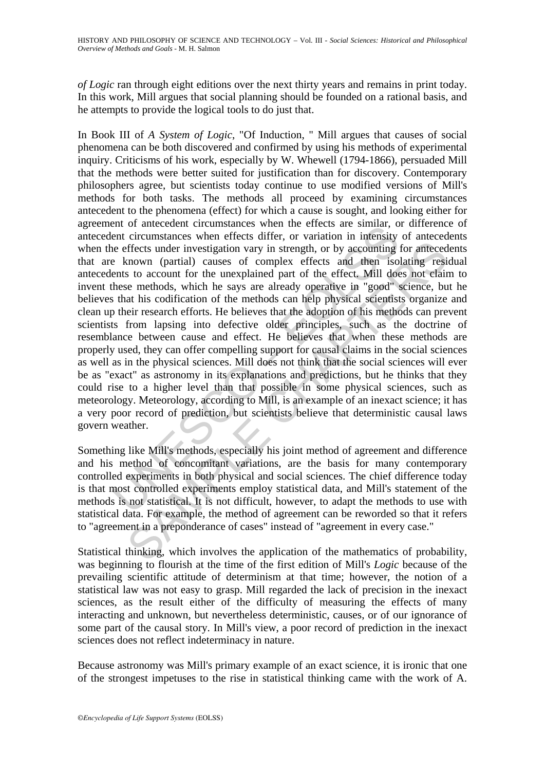*of Logic* ran through eight editions over the next thirty years and remains in print today. In this work, Mill argues that social planning should be founded on a rational basis, and he attempts to provide the logical tools to do just that.

In Book III of *A System of Logic*, "Of Induction, " Mill argues that causes of social phenomena can be both discovered and confirmed by using his methods of experimental inquiry. Criticisms of his work, especially by W. Whewell (1794-1866), persuaded Mill that the methods were better suited for justification than for discovery. Contemporary philosophers agree, but scientists today continue to use modified versions of Mill's methods for both tasks. The methods all proceed by examining circumstances antecedent to the phenomena (effect) for which a cause is sought, and looking either for agreement of antecedent circumstances when the effects are similar, or difference of antecedent circumstances when effects differ, or variation in intensity of antecedents when the effects under investigation vary in strength, or by accounting for antecedents that are known (partial) causes of complex effects and then isolating residual antecedents to account for the unexplained part of the effect. Mill does not claim to invent these methods, which he says are already operative in "good" science, but he believes that his codification of the methods can help physical scientists organize and clean up their research efforts. He believes that the adoption of his methods can prevent scientists from lapsing into defective older principles, such as the doctrine of resemblance between cause and effect. He believes that when these methods are properly used, they can offer compelling support for causal claims in the social sciences as well as in the physical sciences. Mill does not think that the social sciences will ever be as "exact" as astronomy in its explanations and predictions, but he thinks that they could rise to a higher level than that possible in some physical sciences, such as meteorology. Meteorology, according to Mill, is an example of an inexact science; it has a very poor record of prediction, but scientists believe that deterministic causal laws govern weather.

Something like Mill's methods, especially his joint method of agreement and difference and his method of concomitant variations, are the basis for many contemporary controlled experiments in both physical and social sciences. The chief difference today is that most controlled experiments employ statistical data, and Mill's statement of the methods is not statistical. It is not difficult, however, to adapt the methods to use with statistical data. For example, the method of agreement can be reworded so that it refers to "agreement in a preponderance of cases" instead of "agreement in every case."

Statistical thinking, which involves the application of the mathematics of probability, was beginning to flourish at the time of the first edition of Mill's *Logic* because of the prevailing scientific attitude of determinism at that time; however, the notion of a statistical law was not easy to grasp. Mill regarded the lack of precision in the inexact sciences, as the result either of the difficulty of measuring the effects of many interacting and unknown, but nevertheless deterministic, causes, or of our ignorance of some part of the causal story. In Mill's view, a poor record of prediction in the inexact sciences does not reflect indeterminacy in nature.

Because astronomy was Mill's primary example of an exact science, it is ironic that one of the strongest impetuses to the rise in statistical thinking came with the work of A.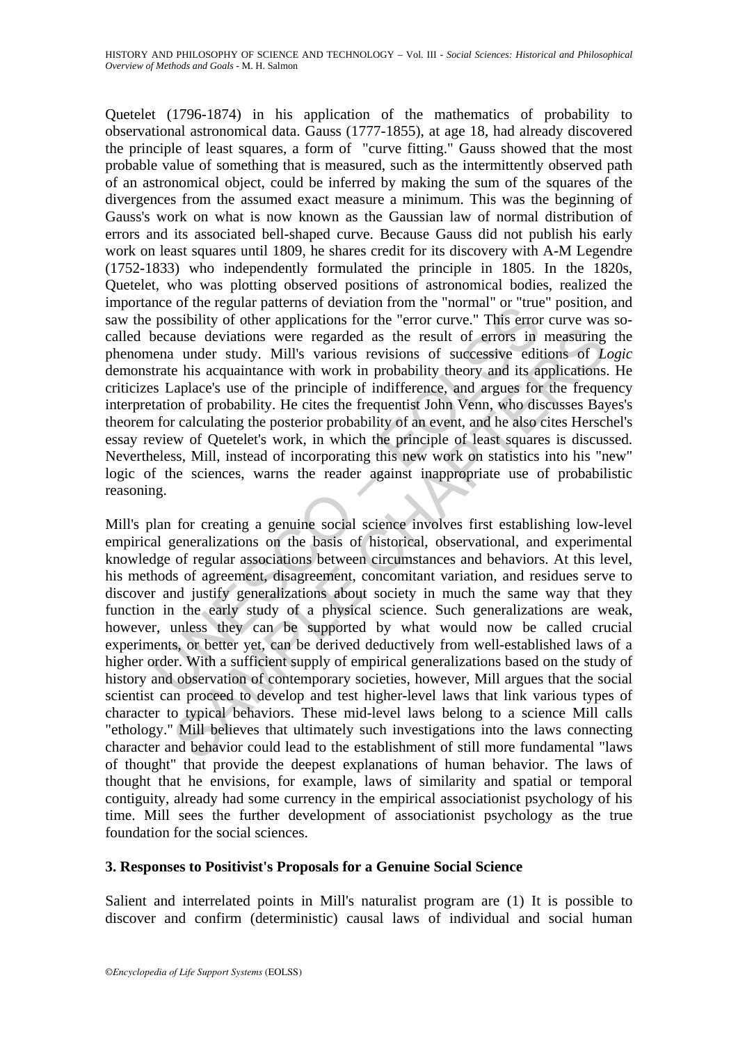Quetelet (1796-1874) in his application of the mathematics of probability to observational astronomical data. Gauss (1777-1855), at age 18, had already discovered the principle of least squares, a form of "curve fitting." Gauss showed that the most probable value of something that is measured, such as the intermittently observed path of an astronomical object, could be inferred by making the sum of the squares of the divergences from the assumed exact measure a minimum. This was the beginning of Gauss's work on what is now known as the Gaussian law of normal distribution of errors and its associated bell-shaped curve. Because Gauss did not publish his early work on least squares until 1809, he shares credit for its discovery with A-M Legendre (1752-1833) who independently formulated the principle in 1805. In the 1820s, Quetelet, who was plotting observed positions of astronomical bodies, realized the importance of the regular patterns of deviation from the "normal" or "true" position, and saw the possibility of other applications for the "error curve." This error curve was so-called because deviations were regarded as the result of errors in measuring the phenomena under study. Mill's various revisions of successive editions of *Logic* demonstrate his acquaintance with work in probability theory and its applications. He criticizes Laplace's use of the principle of indifference, and argues for the frequency interpretation of probability. He cites the frequentist John Venn, who discusses Bayes's theorem for calculating the posterior probability of an event, and he also cites Herschel's essay review of Quetelet's work, in which the principle of least squares is discussed. Nevertheless, Mill, instead of incorporating this new work on statistics into his "new" logic of the sciences, warns the reader against inappropriate use of probabilistic reasoning.

Mill's plan for creating a genuine social science involves first establishing low-level empirical generalizations on the basis of historical, observational, and experimental knowledge of regular associations between circumstances and behaviors. At this level, his methods of agreement, disagreement, concomitant variation, and residues serve to discover and justify generalizations about society in much the same way that they function in the early study of a physical science. Such generalizations are weak, however, unless they can be supported by what would now be called crucial experiments, or better yet, can be derived deductively from well-established laws of a higher order. With a sufficient supply of empirical generalizations based on the study of history and observation of contemporary societies, however, Mill argues that the social scientist can proceed to develop and test higher-level laws that link various types of character to typical behaviors. These mid-level laws belong to a science Mill calls "ethology." Mill believes that ultimately such investigations into the laws connecting character and behavior could lead to the establishment of still more fundamental "laws of thought" that provide the deepest explanations of human behavior. The laws of thought that he envisions, for example, laws of similarity and spatial or temporal contiguity, already had some currency in the empirical associationist psychology of his time. Mill sees the further development of associationist psychology as the true foundation for the social sciences.

## 3. Responses to Positivist's Proposals for a Genuine Social Science

Salient and interrelated points in Mill's naturalist program are (1) It is possible to discover and confirm (deterministic) causal laws of individual and social human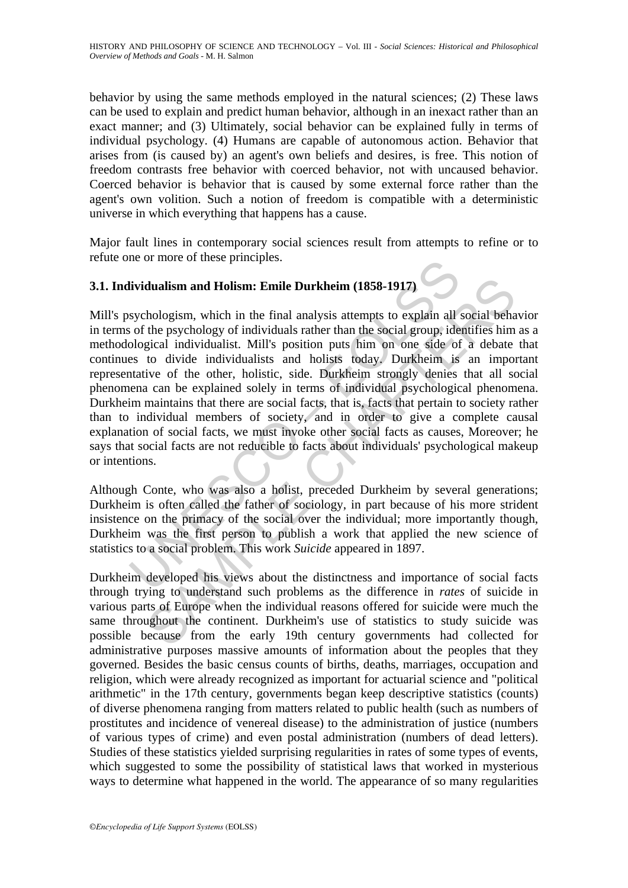behavior by using the same methods employed in the natural sciences; (2) These laws can be used to explain and predict human behavior, although in an inexact rather than an exact manner; and (3) Ultimately, social behavior can be explained fully in terms of individual psychology. (4) Humans are capable of autonomous action. Behavior that arises from (is caused by) an agent's own beliefs and desires, is free. This notion of freedom contrasts free behavior with coerced behavior, not with uncaused behavior. Coerced behavior is behavior that is caused by some external force rather than the agent's own volition. Such a notion of freedom is compatible with a deterministic universe in which everything that happens has a cause.

Major fault lines in contemporary social sciences result from attempts to refine or to refute one or more of these principles.

### 3.1. Individualism and Holism: Emile Durkheim (1858-1917)

Mill's psychologism, which in the final analysis attempts to explain all social behavior in terms of the psychology of individuals rather than the social group, identifies him as a methodological individualist. Mill's position puts him on one side of a debate that continues to divide individualists and holists today. Durkheim is an important representative of the other, holistic, side. Durkheim strongly denies that all social phenomena can be explained solely in terms of individual psychological phenomena. Durkheim maintains that there are social facts, that is, facts that pertain to society rather than to individual members of society, and in order to give a complete causal explanation of social facts, we must invoke other social facts as causes, Moreover; he says that social facts are not reducible to facts about individuals' psychological makeup or intentions.

Although Conte, who was also a holist, preceded Durkheim by several generations; Durkheim is often called the father of sociology, in part because of his more strident insistence on the primacy of the social over the individual; more importantly though, Durkheim was the first person to publish a work that applied the new science of statistics to a social problem. This work *Suicide* appeared in 1897.

Durkheim developed his views about the distinctness and importance of social facts through trying to understand such problems as the difference in *rates* of suicide in various parts of Europe when the individual reasons offered for suicide were much the same throughout the continent. Durkheim's use of statistics to study suicide was possible because from the early 19th century governments had collected for administrative purposes massive amounts of information about the peoples that they governed. Besides the basic census counts of births, deaths, marriages, occupation and religion, which were already recognized as important for actuarial science and "political arithmetic" in the 17th century, governments began keep descriptive statistics (counts) of diverse phenomena ranging from matters related to public health (such as numbers of prostitutes and incidence of venereal disease) to the administration of justice (numbers of various types of crime) and even postal administration (numbers of dead letters). Studies of these statistics yielded surprising regularities in rates of some types of events, which suggested to some the possibility of statistical laws that worked in mysterious ways to determine what happened in the world. The appearance of so many regularities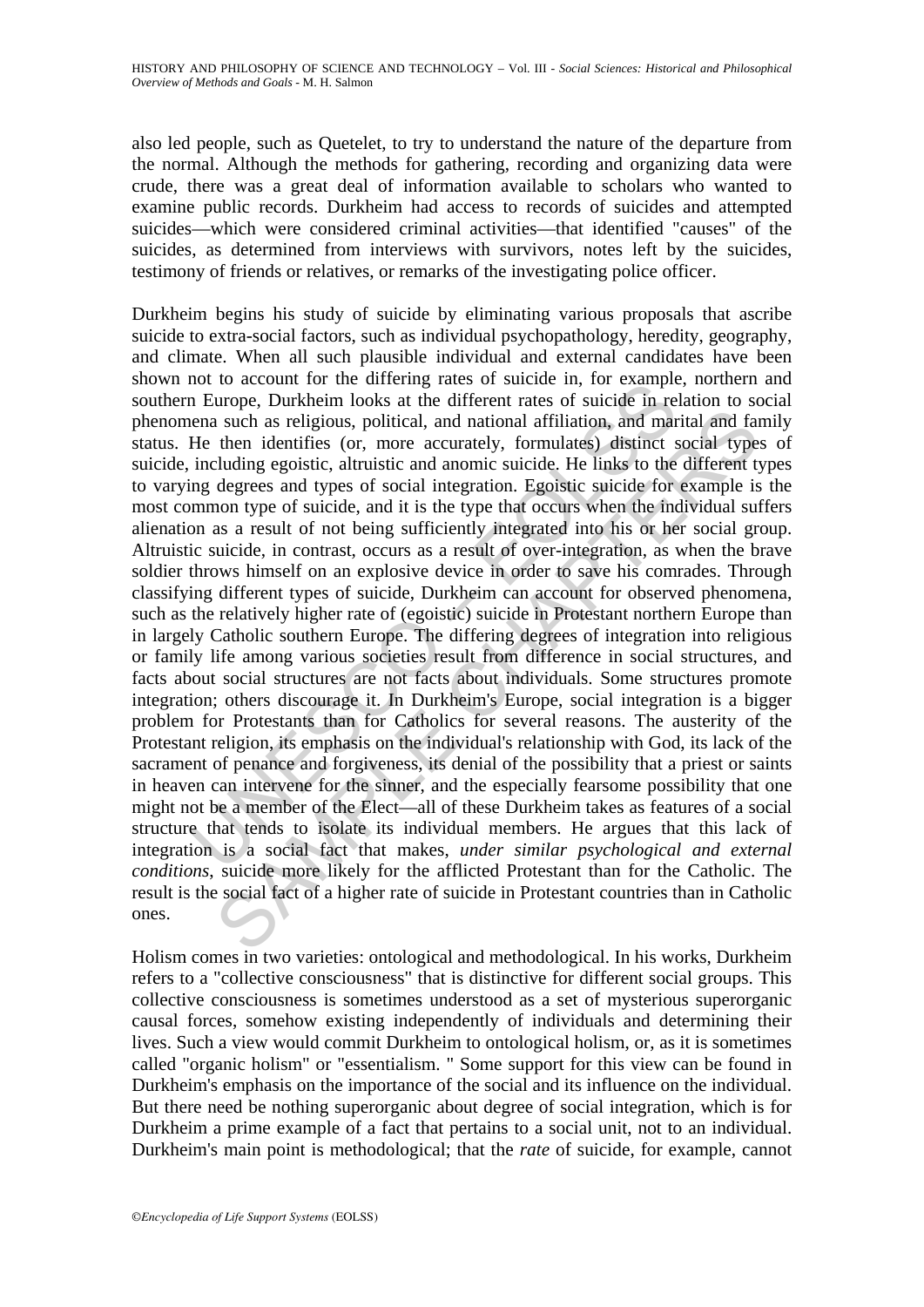also led people, such as Quetelet, to try to understand the nature of the departure from the normal. Although the methods for gathering, recording and organizing data were crude, there was a great deal of information available to scholars who wanted to examine public records. Durkheim had access to records of suicides and attempted suicides—which were considered criminal activities—that identified "causes" of the suicides, as determined from interviews with survivors, notes left by the suicides, testimony of friends or relatives, or remarks of the investigating police officer.

Durkheim begins his study of suicide by eliminating various proposals that ascribe suicide to extra-social factors, such as individual psychopathology, heredity, geography, and climate. When all such plausible individual and external candidates have been shown not to account for the differing rates of suicide in, for example, northern and southern Europe, Durkheim looks at the different rates of suicide in relation to social phenomena such as religious, political, and national affiliation, and marital and family status. He then identifies (or, more accurately, formulates) distinct social types of suicide, including egoistic, altruistic and anomic suicide. He links to the different types to varying degrees and types of social integration. Egoistic suicide for example is the most common type of suicide, and it is the type that occurs when the individual suffers alienation as a result of not being sufficiently integrated into his or her social group. Altruistic suicide, in contrast, occurs as a result of over-integration, as when the brave soldier throws himself on an explosive device in order to save his comrades. Through classifying different types of suicide, Durkheim can account for observed phenomena, such as the relatively higher rate of (egoistic) suicide in Protestant northern Europe than in largely Catholic southern Europe. The differing degrees of integration into religious or family life among various societies result from difference in social structures, and facts about social structures are not facts about individuals. Some structures promote integration; others discourage it. In Durkheim's Europe, social integration is a bigger problem for Protestants than for Catholics for several reasons. The austerity of the Protestant religion, its emphasis on the individual's relationship with God, its lack of the sacrament of penance and forgiveness, its denial of the possibility that a priest or saints in heaven can intervene for the sinner, and the especially fearsome possibility that one might not be a member of the Elect—all of these Durkheim takes as features of a social structure that tends to isolate its individual members. He argues that this lack of integration is a social fact that makes, *under similar psychological and external conditions*, suicide more likely for the afflicted Protestant than for the Catholic. The result is the social fact of a higher rate of suicide in Protestant countries than in Catholic ones.

Holism comes in two varieties: ontological and methodological. In his works, Durkheim refers to a "collective consciousness" that is distinctive for different social groups. This collective consciousness is sometimes understood as a set of mysterious superorganic causal forces, somehow existing independently of individuals and determining their lives. Such a view would commit Durkheim to ontological holism, or, as it is sometimes called "organic holism" or "essentialism. " Some support for this view can be found in Durkheim's emphasis on the importance of the social and its influence on the individual. But there need be nothing superorganic about degree of social integration, which is for Durkheim a prime example of a fact that pertains to a social unit, not to an individual. Durkheim's main point is methodological; that the *rate* of suicide, for example, cannot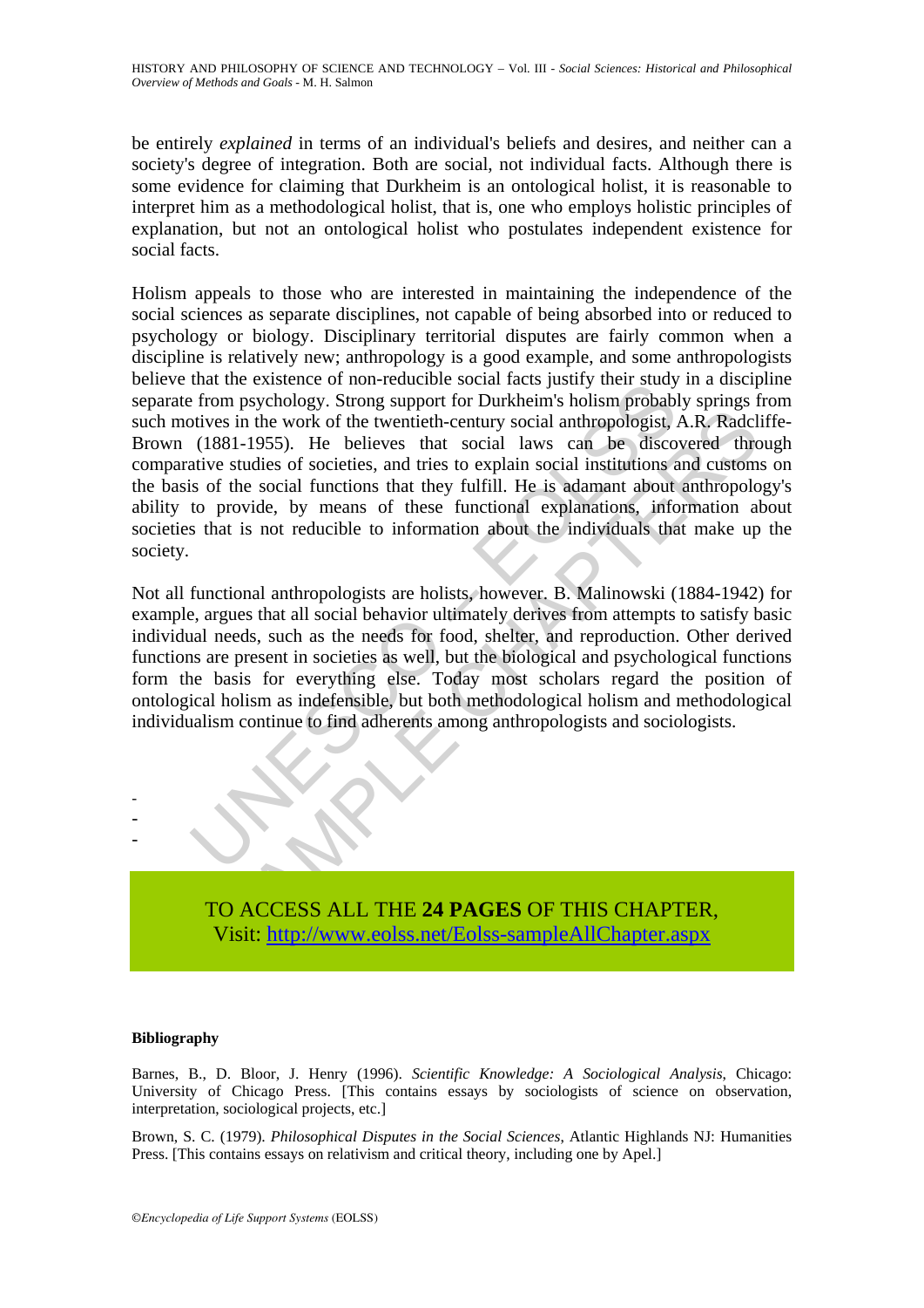be entirely *explained* in terms of an individual's beliefs and desires, and neither can a society's degree of integration. Both are social, not individual facts. Although there is some evidence for claiming that Durkheim is an ontological holist, it is reasonable to interpret him as a methodological holist, that is, one who employs holistic principles of explanation, but not an ontological holist who postulates independent existence for social facts.

Holism appeals to those who are interested in maintaining the independence of the social sciences as separate disciplines, not capable of being absorbed into or reduced to psychology or biology. Disciplinary territorial disputes are fairly common when a discipline is relatively new; anthropology is a good example, and some anthropologists believe that the existence of non-reducible social facts justify their study in a discipline separate from psychology. Strong support for Durkheim's holism probably springs from such motives in the work of the twentieth-century social anthropologist, A.R. Radcliffe-Brown (1881-1955). He believes that social laws can be discovered through comparative studies of societies, and tries to explain social institutions and customs on the basis of the social functions that they fulfill. He is adamant about anthropology's ability to provide, by means of these functional explanations, information about societies that is not reducible to information about the individuals that make up the society.

Not all functional anthropologists are holists, however. B. Malinowski (1884-1942) for example, argues that all social behavior ultimately derives from attempts to satisfy basic individual needs, such as the needs for food, shelter, and reproduction. Other derived functions are present in societies as well, but the biological and psychological functions form the basis for everything else. Today most scholars regard the position of ontological holism as indefensible, but both methodological holism and methodological individualism continue to find adherents among anthropologists and sociologists.

-
-
-

TO ACCESS ALL THE **24 PAGES** OF THIS CHAPTER,
Visit: http://www.eolss.net/Eolss-sampleAllChapter.aspx

**Bibliography**

Barnes, B., D. Bloor, J. Henry (1996). *Scientific Knowledge: A Sociological Analysis*, Chicago: University of Chicago Press. [This contains essays by sociologists of science on observation, interpretation, sociological projects, etc.]

Brown, S. C. (1979). *Philosophical Disputes in the Social Sciences*, Atlantic Highlands NJ: Humanities Press. [This contains essays on relativism and critical theory, including one by Apel.]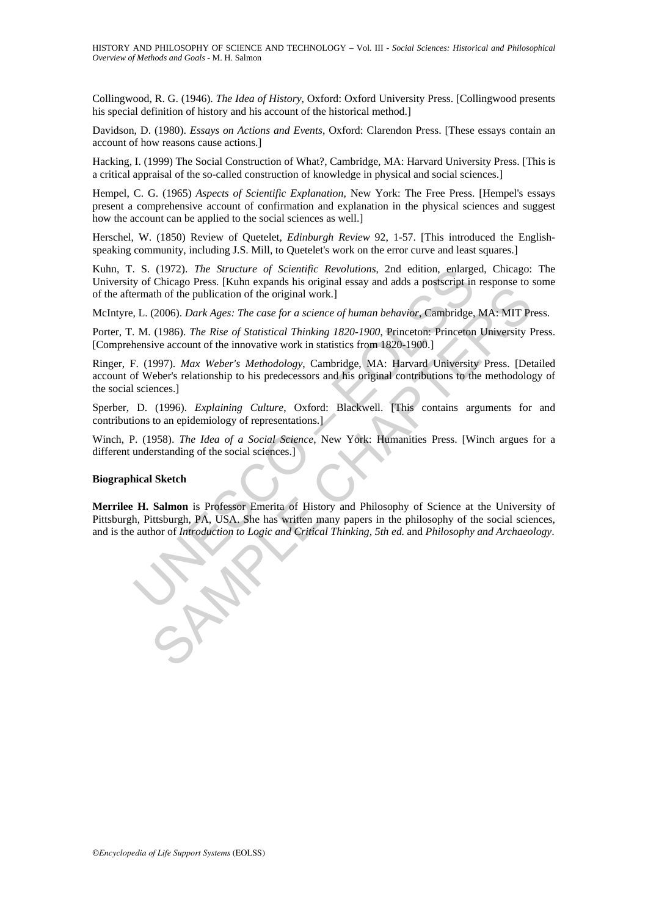Collingwood, R. G. (1946). *The Idea of History*, Oxford: Oxford University Press. [Collingwood presents his special definition of history and his account of the historical method.]

Davidson, D. (1980). *Essays on Actions and Events*, Oxford: Clarendon Press. [These essays contain an account of how reasons cause actions.]

Hacking, I. (1999) The Social Construction of What?, Cambridge, MA: Harvard University Press. [This is a critical appraisal of the so-called construction of knowledge in physical and social sciences.]

Hempel, C. G. (1965) *Aspects of Scientific Explanation*, New York: The Free Press. [Hempel's essays present a comprehensive account of confirmation and explanation in the physical sciences and suggest how the account can be applied to the social sciences as well.]

Herschel, W. (1850) Review of Quetelet, *Edinburgh Review* 92, 1-57. [This introduced the English-speaking community, including J.S. Mill, to Quetelet's work on the error curve and least squares.]

Kuhn, T. S. (1972). *The Structure of Scientific Revolutions*, 2nd edition, enlarged, Chicago: The University of Chicago Press. [Kuhn expands his original essay and adds a postscript in response to some of the aftermath of the publication of the original work.]

McIntyre, L. (2006). *Dark Ages: The case for a science of human behavior*, Cambridge, MA: MIT Press.

Porter, T. M. (1986). *The Rise of Statistical Thinking 1820-1900*, Princeton: Princeton University Press. [Comprehensive account of the innovative work in statistics from 1820-1900.]

Ringer, F. (1997). *Max Weber's Methodology*, Cambridge, MA: Harvard University Press. [Detailed account of Weber's relationship to his predecessors and his original contributions to the methodology of the social sciences.]

Sperber, D. (1996). *Explaining Culture*, Oxford: Blackwell. [This contains arguments for and contributions to an epidemiology of representations.]

Winch, P. (1958). *The Idea of a Social Science*, New York: Humanities Press. [Winch argues for a different understanding of the social sciences.]

**Biographical Sketch**

**Merrilee H. Salmon** is Professor Emerita of History and Philosophy of Science at the University of Pittsburgh, Pittsburgh, PA, USA. She has written many papers in the philosophy of the social sciences, and is the author of *Introduction to Logic and Critical Thinking, 5th ed.* and *Philosophy and Archaeology*.